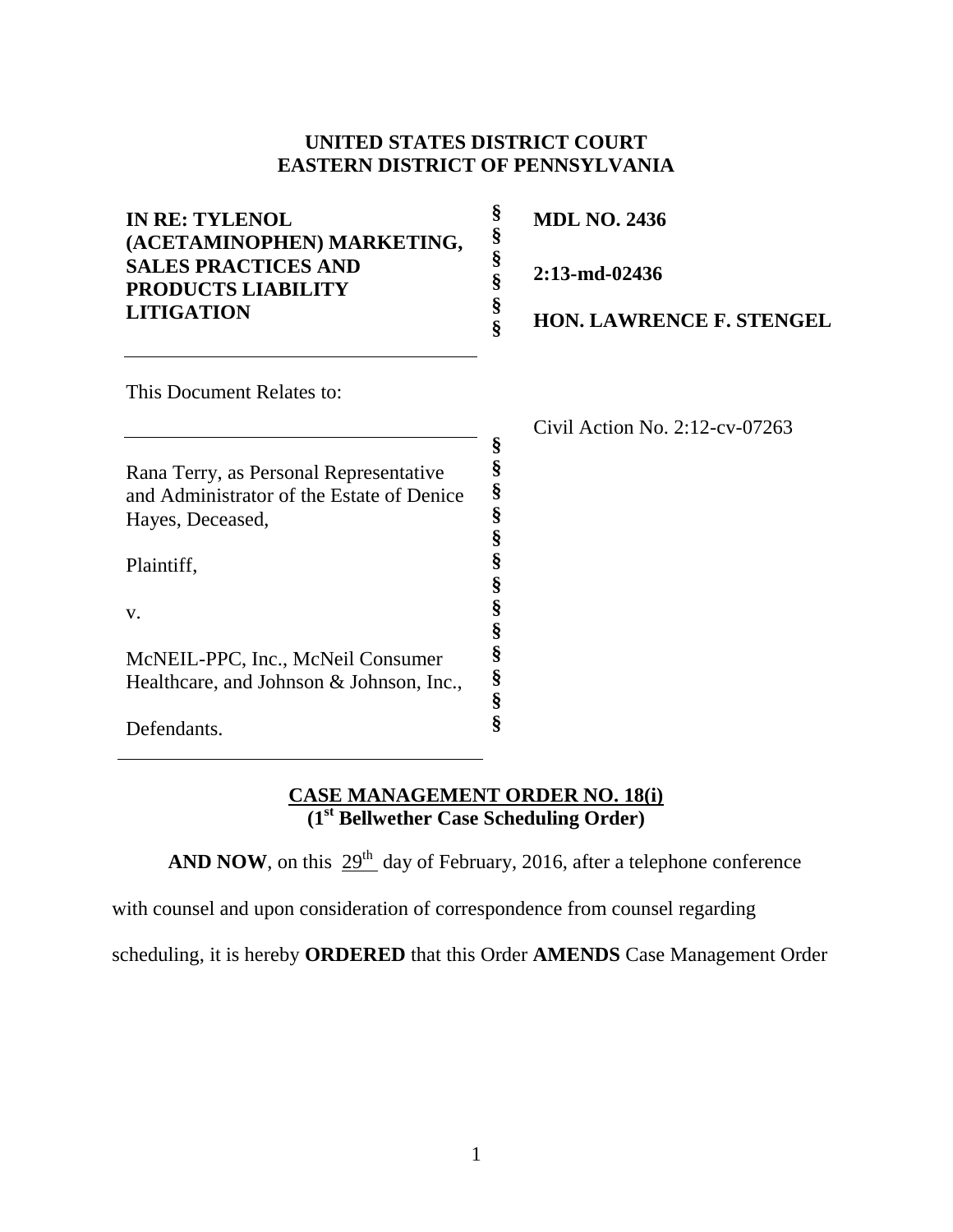**UNITED STATES DISTRICT COURT**
**EASTERN DISTRICT OF PENNSYLVANIA**

| | | |
|---|---|---|
| **IN RE: TYLENOL (ACETAMINOPHEN) MARKETING, SALES PRACTICES AND PRODUCTS LIABILITY LITIGATION** | §<br>§<br>§<br>§<br>§<br>§ | **MDL NO. 2436**<br><br>**2:13-md-02436**<br><br>**HON. LAWRENCE F. STENGEL** |

This Document Relates to:

Civil Action No. 2:12-cv-07263

Rana Terry, as Personal Representative and Administrator of the Estate of Denice Hayes, Deceased,

Plaintiff,

v.

McNEIL-PPC, Inc., McNeil Consumer Healthcare, and Johnson & Johnson, Inc.,

Defendants.

**CASE MANAGEMENT ORDER NO. 18(i)**
**(1st Bellwether Case Scheduling Order)**

**AND NOW**, on this 29th day of February, 2016, after a telephone conference with counsel and upon consideration of correspondence from counsel regarding scheduling, it is hereby **ORDERED** that this Order **AMENDS** Case Management Order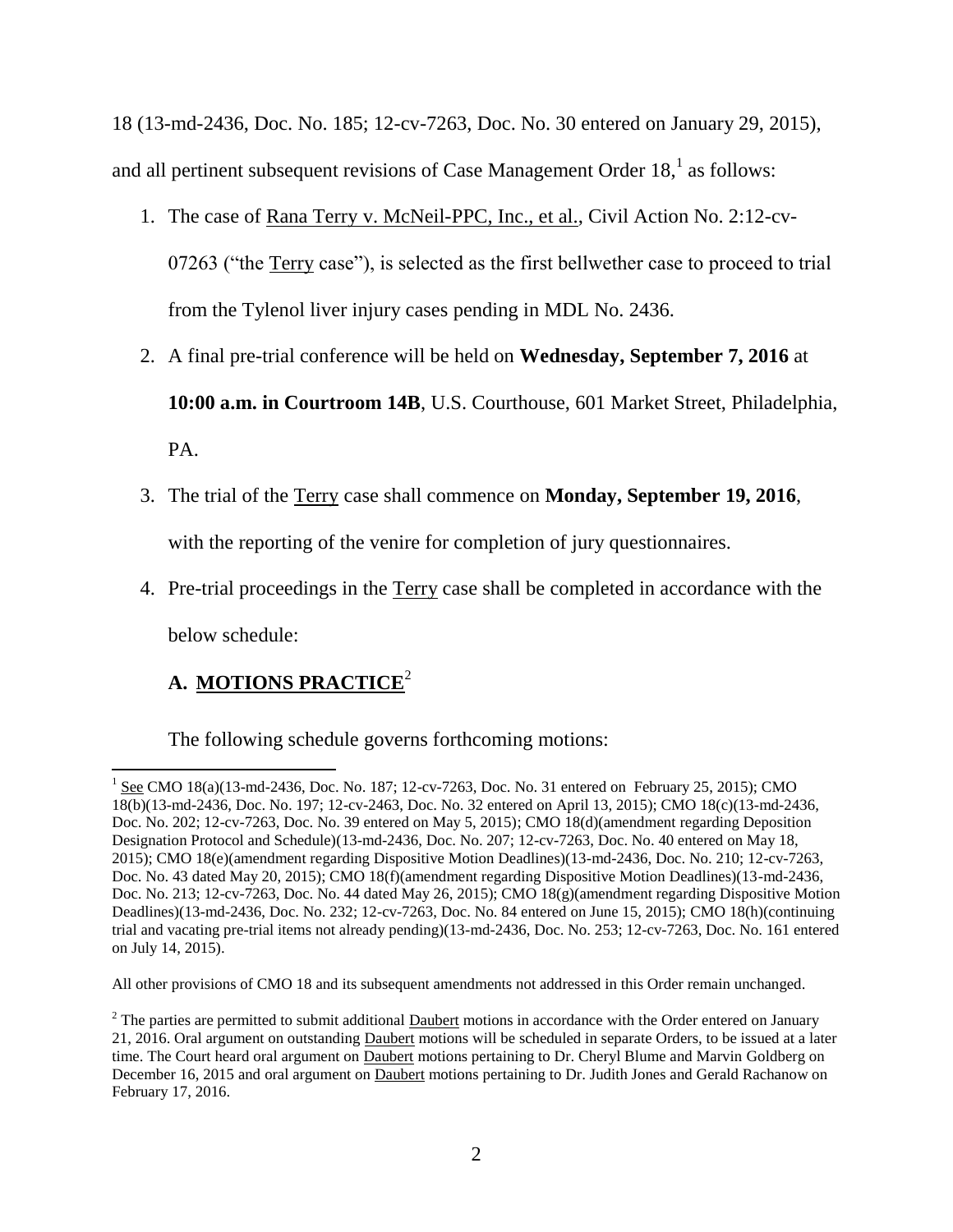18 (13-md-2436, Doc. No. 185; 12-cv-7263, Doc. No. 30 entered on January 29, 2015), and all pertinent subsequent revisions of Case Management Order 18,[1] as follows:

1. The case of Rana Terry v. McNeil-PPC, Inc., et al., Civil Action No. 2:12-cv-07263 ("the Terry case"), is selected as the first bellwether case to proceed to trial from the Tylenol liver injury cases pending in MDL No. 2436.
2. A final pre-trial conference will be held on **Wednesday, September 7, 2016** at **10:00 a.m. in Courtroom 14B**, U.S. Courthouse, 601 Market Street, Philadelphia, PA.
3. The trial of the Terry case shall commence on **Monday, September 19, 2016**, with the reporting of the venire for completion of jury questionnaires.
4. Pre-trial proceedings in the Terry case shall be completed in accordance with the below schedule:

## A. MOTIONS PRACTICE[2]

The following schedule governs forthcoming motions:

---

[1] See CMO 18(a)(13-md-2436, Doc. No. 187; 12-cv-7263, Doc. No. 31 entered on February 25, 2015); CMO 18(b)(13-md-2436, Doc. No. 197; 12-cv-2463, Doc. No. 32 entered on April 13, 2015); CMO 18(c)(13-md-2436, Doc. No. 202; 12-cv-7263, Doc. No. 39 entered on May 5, 2015); CMO 18(d)(amendment regarding Deposition Designation Protocol and Schedule)(13-md-2436, Doc. No. 207; 12-cv-7263, Doc. No. 40 entered on May 18, 2015); CMO 18(e)(amendment regarding Dispositive Motion Deadlines)(13-md-2436, Doc. No. 210; 12-cv-7263, Doc. No. 43 dated May 20, 2015); CMO 18(f)(amendment regarding Dispositive Motion Deadlines)(13-md-2436, Doc. No. 213; 12-cv-7263, Doc. No. 44 dated May 26, 2015); CMO 18(g)(amendment regarding Dispositive Motion Deadlines)(13-md-2436, Doc. No. 232; 12-cv-7263, Doc. No. 84 entered on June 15, 2015); CMO 18(h)(continuing trial and vacating pre-trial items not already pending)(13-md-2436, Doc. No. 253; 12-cv-7263, Doc. No. 161 entered on July 14, 2015).

All other provisions of CMO 18 and its subsequent amendments not addressed in this Order remain unchanged.

[2] The parties are permitted to submit additional Daubert motions in accordance with the Order entered on January 21, 2016. Oral argument on outstanding Daubert motions will be scheduled in separate Orders, to be issued at a later time. The Court heard oral argument on Daubert motions pertaining to Dr. Cheryl Blume and Marvin Goldberg on December 16, 2015 and oral argument on Daubert motions pertaining to Dr. Judith Jones and Gerald Rachanow on February 17, 2016.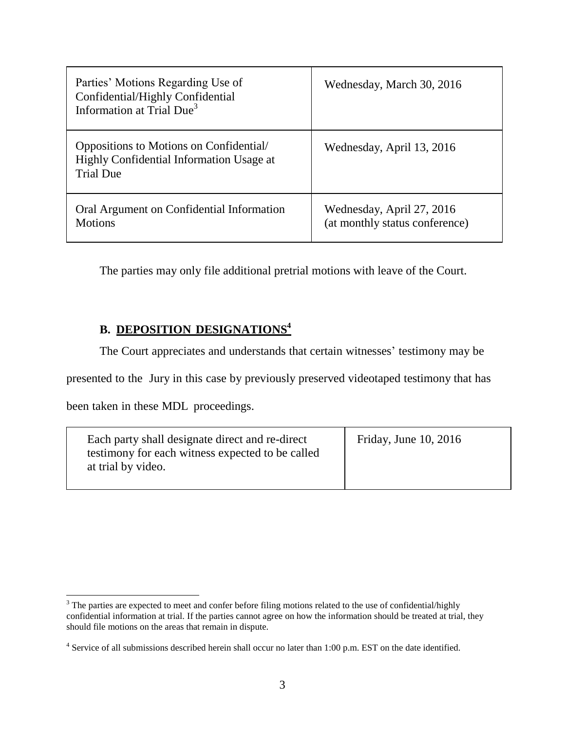| | |
|---|---|
| Parties' Motions Regarding Use of Confidential/Highly Confidential Information at Trial Due[3] | Wednesday, March 30, 2016 |
| Oppositions to Motions on Confidential/ Highly Confidential Information Usage at Trial Due | Wednesday, April 13, 2016 |
| Oral Argument on Confidential Information Motions | Wednesday, April 27, 2016 (at monthly status conference) |

The parties may only file additional pretrial motions with leave of the Court.

### B. DEPOSITION DESIGNATIONS[4]

The Court appreciates and understands that certain witnesses' testimony may be presented to the Jury in this case by previously preserved videotaped testimony that has been taken in these MDL proceedings.

| | |
|---|---|
| Each party shall designate direct and re-direct testimony for each witness expected to be called at trial by video. | Friday, June 10, 2016 |

[3] The parties are expected to meet and confer before filing motions related to the use of confidential/highly confidential information at trial. If the parties cannot agree on how the information should be treated at trial, they should file motions on the areas that remain in dispute.

[4] Service of all submissions described herein shall occur no later than 1:00 p.m. EST on the date identified.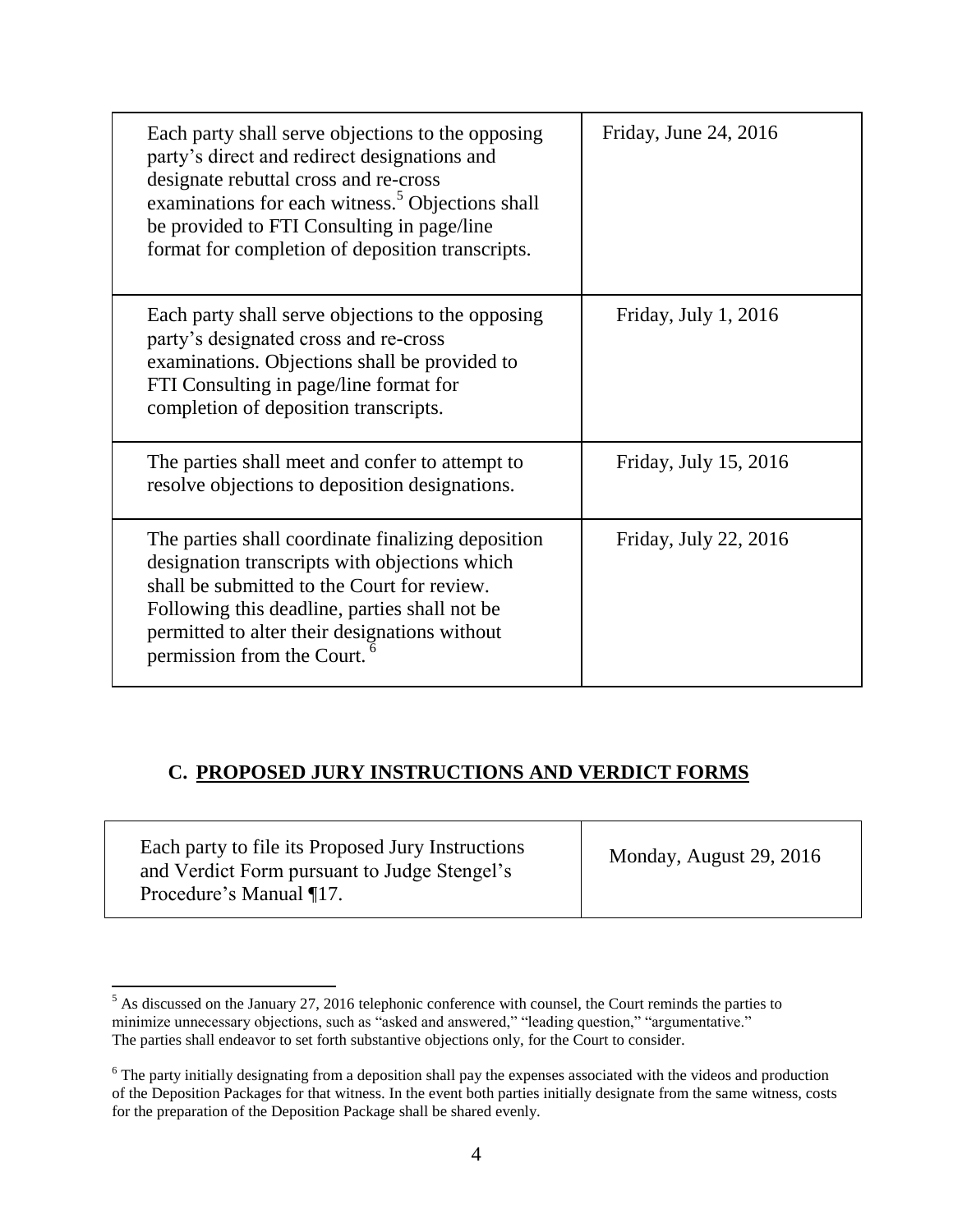| | |
|---|---|
| Each party shall serve objections to the opposing party's direct and redirect designations and designate rebuttal cross and re-cross examinations for each witness.[5] Objections shall be provided to FTI Consulting in page/line format for completion of deposition transcripts. | Friday, June 24, 2016 |
| Each party shall serve objections to the opposing party's designated cross and re-cross examinations. Objections shall be provided to FTI Consulting in page/line format for completion of deposition transcripts. | Friday, July 1, 2016 |
| The parties shall meet and confer to attempt to resolve objections to deposition designations. | Friday, July 15, 2016 |
| The parties shall coordinate finalizing deposition designation transcripts with objections which shall be submitted to the Court for review. Following this deadline, parties shall not be permitted to alter their designations without permission from the Court.[6] | Friday, July 22, 2016 |

## C. PROPOSED JURY INSTRUCTIONS AND VERDICT FORMS

| | |
|---|---|
| Each party to file its Proposed Jury Instructions and Verdict Form pursuant to Judge Stengel's Procedure's Manual ¶17. | Monday, August 29, 2016 |

[5] As discussed on the January 27, 2016 telephonic conference with counsel, the Court reminds the parties to minimize unnecessary objections, such as "asked and answered," "leading question," "argumentative." The parties shall endeavor to set forth substantive objections only, for the Court to consider.

[6] The party initially designating from a deposition shall pay the expenses associated with the videos and production of the Deposition Packages for that witness. In the event both parties initially designate from the same witness, costs for the preparation of the Deposition Package shall be shared evenly.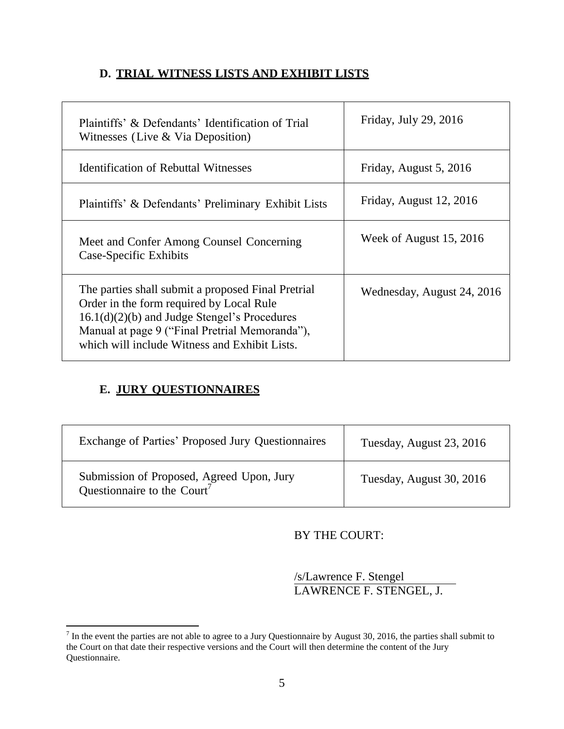## D. TRIAL WITNESS LISTS AND EXHIBIT LISTS

| | |
|---|---|
| Plaintiffs' & Defendants' Identification of Trial Witnesses (Live & Via Deposition) | Friday, July 29, 2016 |
| Identification of Rebuttal Witnesses | Friday, August 5, 2016 |
| Plaintiffs' & Defendants' Preliminary Exhibit Lists | Friday, August 12, 2016 |
| Meet and Confer Among Counsel Concerning Case-Specific Exhibits | Week of August 15, 2016 |
| The parties shall submit a proposed Final Pretrial Order in the form required by Local Rule 16.1(d)(2)(b) and Judge Stengel's Procedures Manual at page 9 ("Final Pretrial Memoranda"), which will include Witness and Exhibit Lists. | Wednesday, August 24, 2016 |

## E. JURY QUESTIONNAIRES

| | |
|---|---|
| Exchange of Parties' Proposed Jury Questionnaires | Tuesday, August 23, 2016 |
| Submission of Proposed, Agreed Upon, Jury Questionnaire to the Court[7] | Tuesday, August 30, 2016 |

BY THE COURT:

/s/Lawrence F. Stengel
LAWRENCE F. STENGEL, J.

[7] In the event the parties are not able to agree to a Jury Questionnaire by August 30, 2016, the parties shall submit to the Court on that date their respective versions and the Court will then determine the content of the Jury Questionnaire.